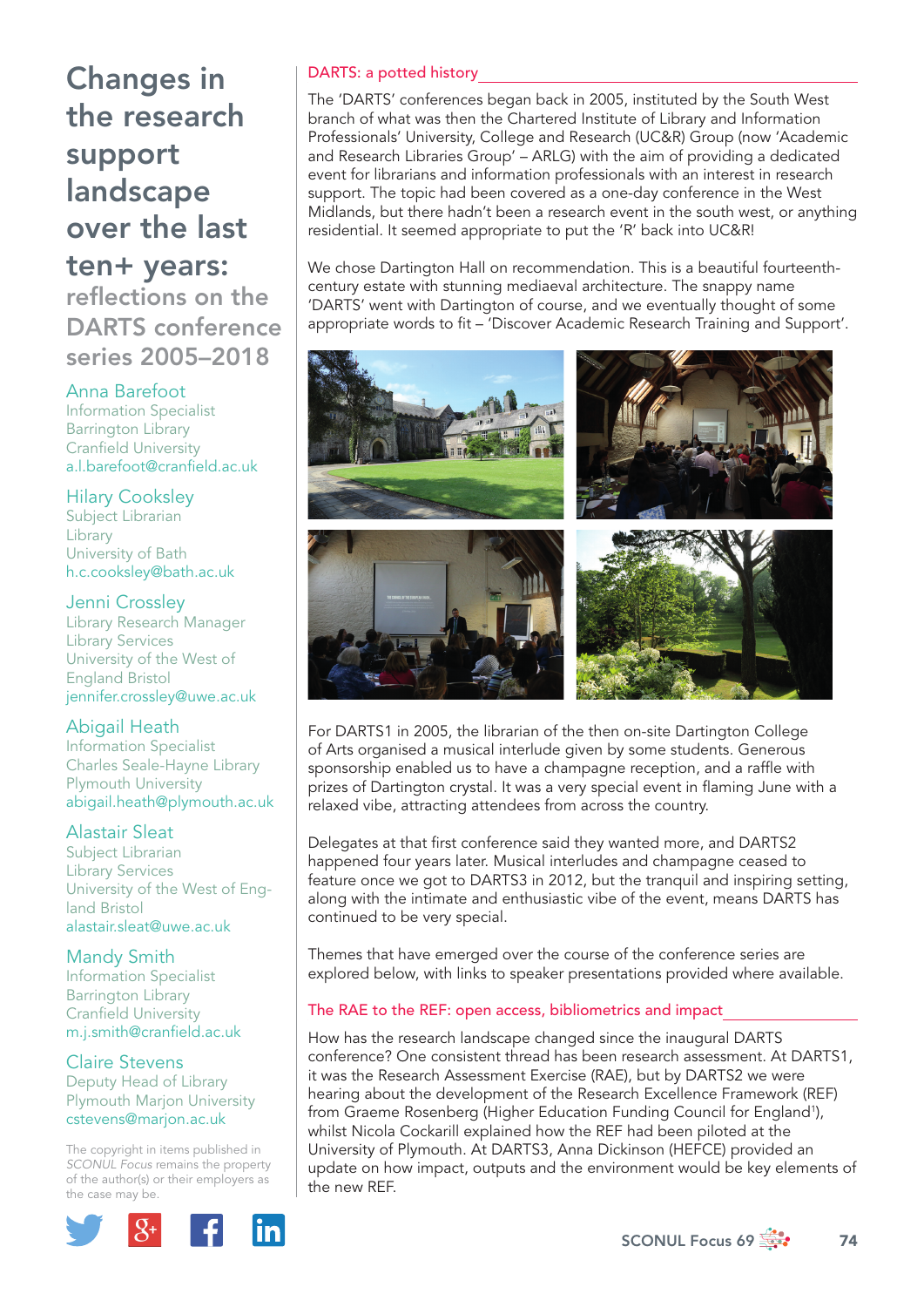# Changes in the research support landscape over the last ten+ years:

## reflections on the DARTS conference series 2005–2018

Anna Barefoot
Information Specialist
Barrington Library
Cranfield University
a.l.barefoot@cranfield.ac.uk

Hilary Cooksley
Subject Librarian
Library
University of Bath
h.c.cooksley@bath.ac.uk

Jenni Crossley
Library Research Manager
Library Services
University of the West of England Bristol
jennifer.crossley@uwe.ac.uk

Abigail Heath
Information Specialist
Charles Seale-Hayne Library
Plymouth University
abigail.heath@plymouth.ac.uk

Alastair Sleat
Subject Librarian
Library Services
University of the West of England Bristol
alastair.sleat@uwe.ac.uk

Mandy Smith
Information Specialist
Barrington Library
Cranfield University
m.j.smith@cranfield.ac.uk

Claire Stevens
Deputy Head of Library
Plymouth Marjon University
cstevens@marjon.ac.uk

The copyright in items published in *SCONUL Focus* remains the property of the author(s) or their employers as the case may be.

### DARTS: a potted history

The 'DARTS' conferences began back in 2005, instituted by the South West branch of what was then the Chartered Institute of Library and Information Professionals' University, College and Research (UC&R) Group (now 'Academic and Research Libraries Group' – ARLG) with the aim of providing a dedicated event for librarians and information professionals with an interest in research support. The topic had been covered as a one-day conference in the West Midlands, but there hadn't been a research event in the south west, or anything residential. It seemed appropriate to put the 'R' back into UC&R!

We chose Dartington Hall on recommendation. This is a beautiful fourteenth-century estate with stunning mediaeval architecture. The snappy name 'DARTS' went with Dartington of course, and we eventually thought of some appropriate words to fit – 'Discover Academic Research Training and Support'.

For DARTS1 in 2005, the librarian of the then on-site Dartington College of Arts organised a musical interlude given by some students. Generous sponsorship enabled us to have a champagne reception, and a raffle with prizes of Dartington crystal. It was a very special event in flaming June with a relaxed vibe, attracting attendees from across the country.

Delegates at that first conference said they wanted more, and DARTS2 happened four years later. Musical interludes and champagne ceased to feature once we got to DARTS3 in 2012, but the tranquil and inspiring setting, along with the intimate and enthusiastic vibe of the event, means DARTS has continued to be very special.

Themes that have emerged over the course of the conference series are explored below, with links to speaker presentations provided where available.

### The RAE to the REF: open access, bibliometrics and impact

How has the research landscape changed since the inaugural DARTS conference? One consistent thread has been research assessment. At DARTS1, it was the Research Assessment Exercise (RAE), but by DARTS2 we were hearing about the development of the Research Excellence Framework (REF) from Graeme Rosenberg (Higher Education Funding Council for England[1]), whilst Nicola Cockarill explained how the REF had been piloted at the University of Plymouth. At DARTS3, Anna Dickinson (HEFCE) provided an update on how impact, outputs and the environment would be key elements of the new REF.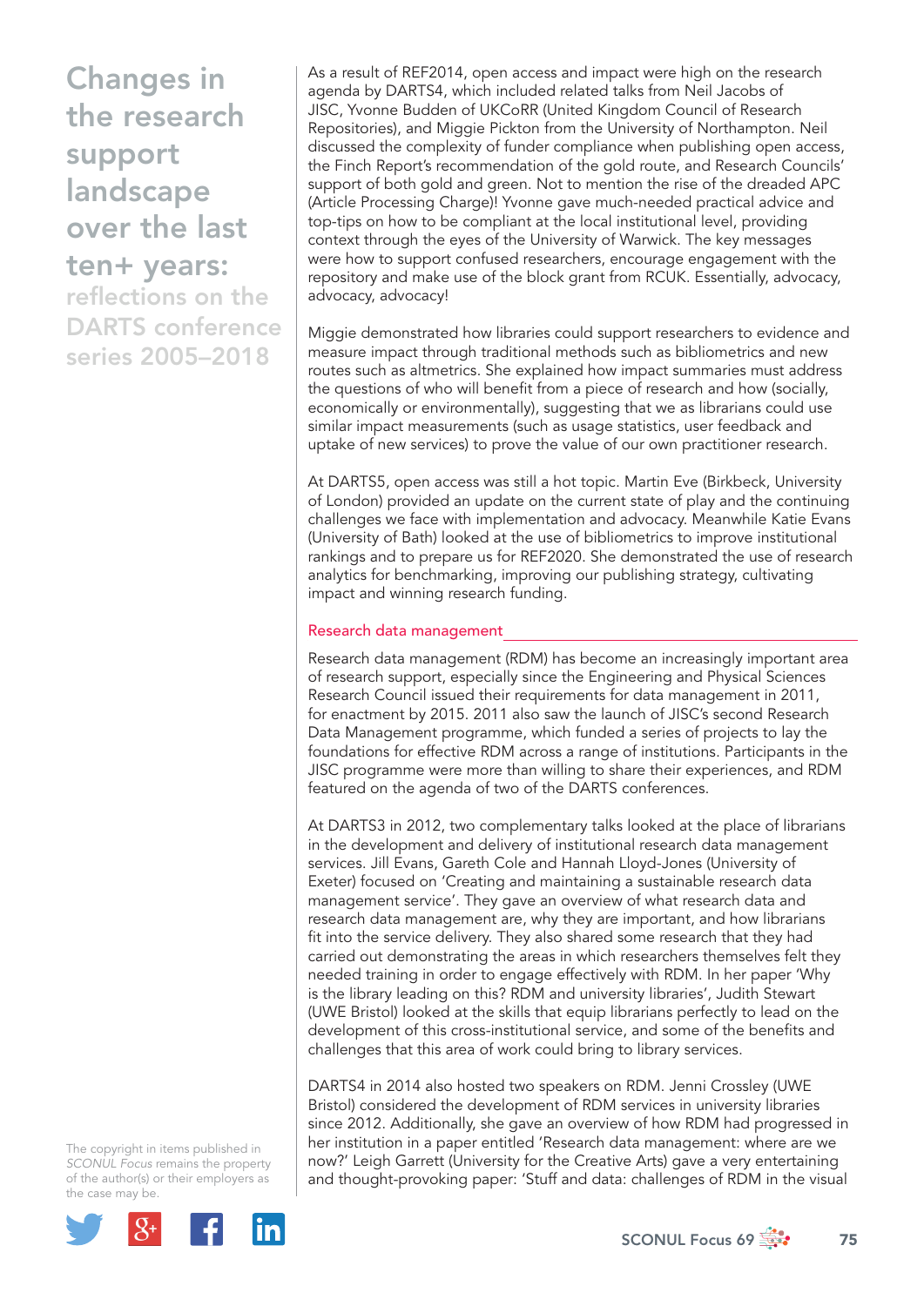# Changes in the research support landscape over the last ten+ years: reflections on the DARTS conference series 2005–2018

As a result of REF2014, open access and impact were high on the research agenda by DARTS4, which included related talks from Neil Jacobs of JISC, Yvonne Budden of UKCoRR (United Kingdom Council of Research Repositories), and Miggie Pickton from the University of Northampton. Neil discussed the complexity of funder compliance when publishing open access, the Finch Report's recommendation of the gold route, and Research Councils' support of both gold and green. Not to mention the rise of the dreaded APC (Article Processing Charge)! Yvonne gave much-needed practical advice and top-tips on how to be compliant at the local institutional level, providing context through the eyes of the University of Warwick. The key messages were how to support confused researchers, encourage engagement with the repository and make use of the block grant from RCUK. Essentially, advocacy, advocacy, advocacy!

Miggie demonstrated how libraries could support researchers to evidence and measure impact through traditional methods such as bibliometrics and new routes such as altmetrics. She explained how impact summaries must address the questions of who will benefit from a piece of research and how (socially, economically or environmentally), suggesting that we as librarians could use similar impact measurements (such as usage statistics, user feedback and uptake of new services) to prove the value of our own practitioner research.

At DARTS5, open access was still a hot topic. Martin Eve (Birkbeck, University of London) provided an update on the current state of play and the continuing challenges we face with implementation and advocacy. Meanwhile Katie Evans (University of Bath) looked at the use of bibliometrics to improve institutional rankings and to prepare us for REF2020. She demonstrated the use of research analytics for benchmarking, improving our publishing strategy, cultivating impact and winning research funding.

## Research data management

Research data management (RDM) has become an increasingly important area of research support, especially since the Engineering and Physical Sciences Research Council issued their requirements for data management in 2011, for enactment by 2015. 2011 also saw the launch of JISC's second Research Data Management programme, which funded a series of projects to lay the foundations for effective RDM across a range of institutions. Participants in the JISC programme were more than willing to share their experiences, and RDM featured on the agenda of two of the DARTS conferences.

At DARTS3 in 2012, two complementary talks looked at the place of librarians in the development and delivery of institutional research data management services. Jill Evans, Gareth Cole and Hannah Lloyd-Jones (University of Exeter) focused on 'Creating and maintaining a sustainable research data management service'. They gave an overview of what research data and research data management are, why they are important, and how librarians fit into the service delivery. They also shared some research that they had carried out demonstrating the areas in which researchers themselves felt they needed training in order to engage effectively with RDM. In her paper 'Why is the library leading on this? RDM and university libraries', Judith Stewart (UWE Bristol) looked at the skills that equip librarians perfectly to lead on the development of this cross-institutional service, and some of the benefits and challenges that this area of work could bring to library services.

DARTS4 in 2014 also hosted two speakers on RDM. Jenni Crossley (UWE Bristol) considered the development of RDM services in university libraries since 2012. Additionally, she gave an overview of how RDM had progressed in her institution in a paper entitled 'Research data management: where are we now?' Leigh Garrett (University for the Creative Arts) gave a very entertaining and thought-provoking paper: 'Stuff and data: challenges of RDM in the visual

The copyright in items published in *SCONUL Focus* remains the property of the author(s) or their employers as the case may be.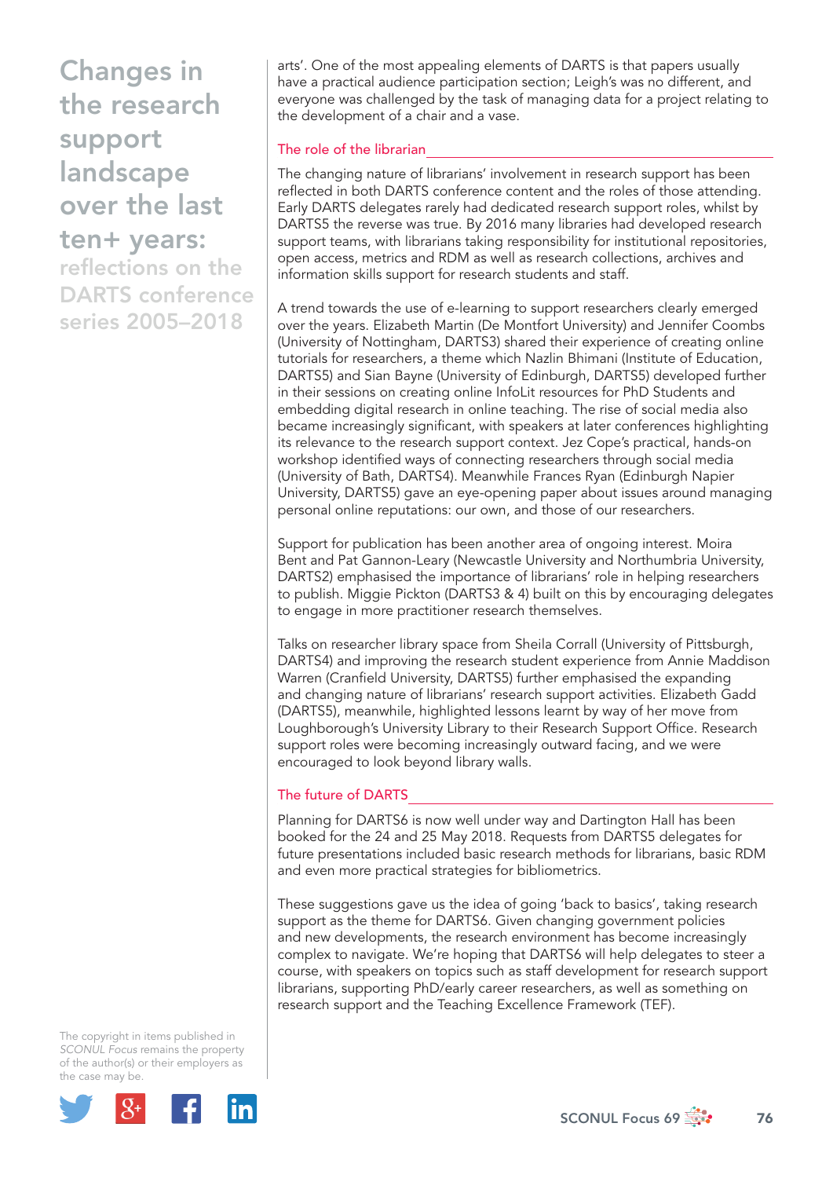arts'. One of the most appealing elements of DARTS is that papers usually have a practical audience participation section; Leigh's was no different, and everyone was challenged by the task of managing data for a project relating to the development of a chair and a vase.

## The role of the librarian

The changing nature of librarians' involvement in research support has been reflected in both DARTS conference content and the roles of those attending. Early DARTS delegates rarely had dedicated research support roles, whilst by DARTS5 the reverse was true. By 2016 many libraries had developed research support teams, with librarians taking responsibility for institutional repositories, open access, metrics and RDM as well as research collections, archives and information skills support for research students and staff.

A trend towards the use of e-learning to support researchers clearly emerged over the years. Elizabeth Martin (De Montfort University) and Jennifer Coombs (University of Nottingham, DARTS3) shared their experience of creating online tutorials for researchers, a theme which Nazlin Bhimani (Institute of Education, DARTS5) and Sian Bayne (University of Edinburgh, DARTS5) developed further in their sessions on creating online InfoLit resources for PhD Students and embedding digital research in online teaching. The rise of social media also became increasingly significant, with speakers at later conferences highlighting its relevance to the research support context. Jez Cope's practical, hands-on workshop identified ways of connecting researchers through social media (University of Bath, DARTS4). Meanwhile Frances Ryan (Edinburgh Napier University, DARTS5) gave an eye-opening paper about issues around managing personal online reputations: our own, and those of our researchers.

Support for publication has been another area of ongoing interest. Moira Bent and Pat Gannon-Leary (Newcastle University and Northumbria University, DARTS2) emphasised the importance of librarians' role in helping researchers to publish. Miggie Pickton (DARTS3 & 4) built on this by encouraging delegates to engage in more practitioner research themselves.

Talks on researcher library space from Sheila Corrall (University of Pittsburgh, DARTS4) and improving the research student experience from Annie Maddison Warren (Cranfield University, DARTS5) further emphasised the expanding and changing nature of librarians' research support activities. Elizabeth Gadd (DARTS5), meanwhile, highlighted lessons learnt by way of her move from Loughborough's University Library to their Research Support Office. Research support roles were becoming increasingly outward facing, and we were encouraged to look beyond library walls.

## The future of DARTS

Planning for DARTS6 is now well under way and Dartington Hall has been booked for the 24 and 25 May 2018. Requests from DARTS5 delegates for future presentations included basic research methods for librarians, basic RDM and even more practical strategies for bibliometrics.

These suggestions gave us the idea of going 'back to basics', taking research support as the theme for DARTS6. Given changing government policies and new developments, the research environment has become increasingly complex to navigate. We're hoping that DARTS6 will help delegates to steer a course, with speakers on topics such as staff development for research support librarians, supporting PhD/early career researchers, as well as something on research support and the Teaching Excellence Framework (TEF).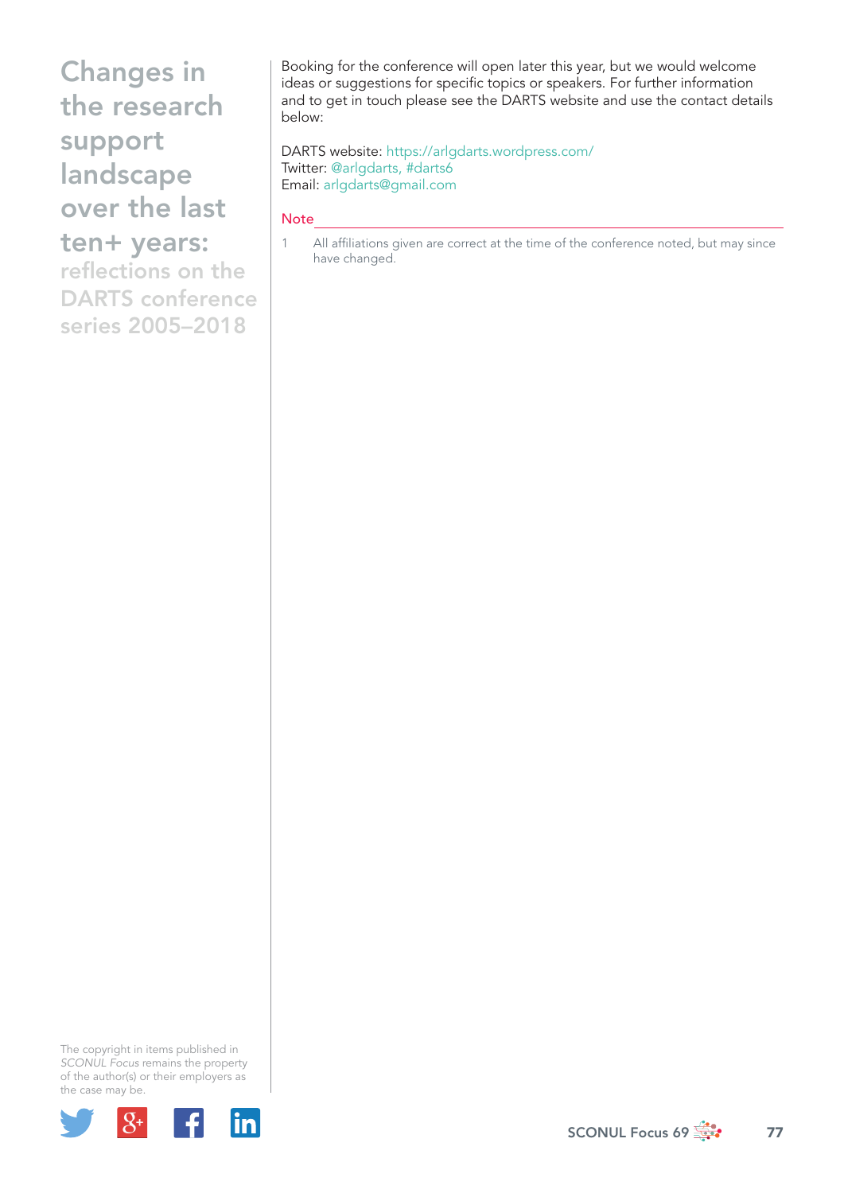Booking for the conference will open later this year, but we would welcome ideas or suggestions for specific topics or speakers. For further information and to get in touch please see the DARTS website and use the contact details below:

DARTS website: https://arlgdarts.wordpress.com/
Twitter: @arlgdarts, #darts6
Email: arlgdarts@gmail.com

## Note

1 All affiliations given are correct at the time of the conference noted, but may since have changed.

The copyright in items published in *SCONUL Focus* remains the property of the author(s) or their employers as the case may be.